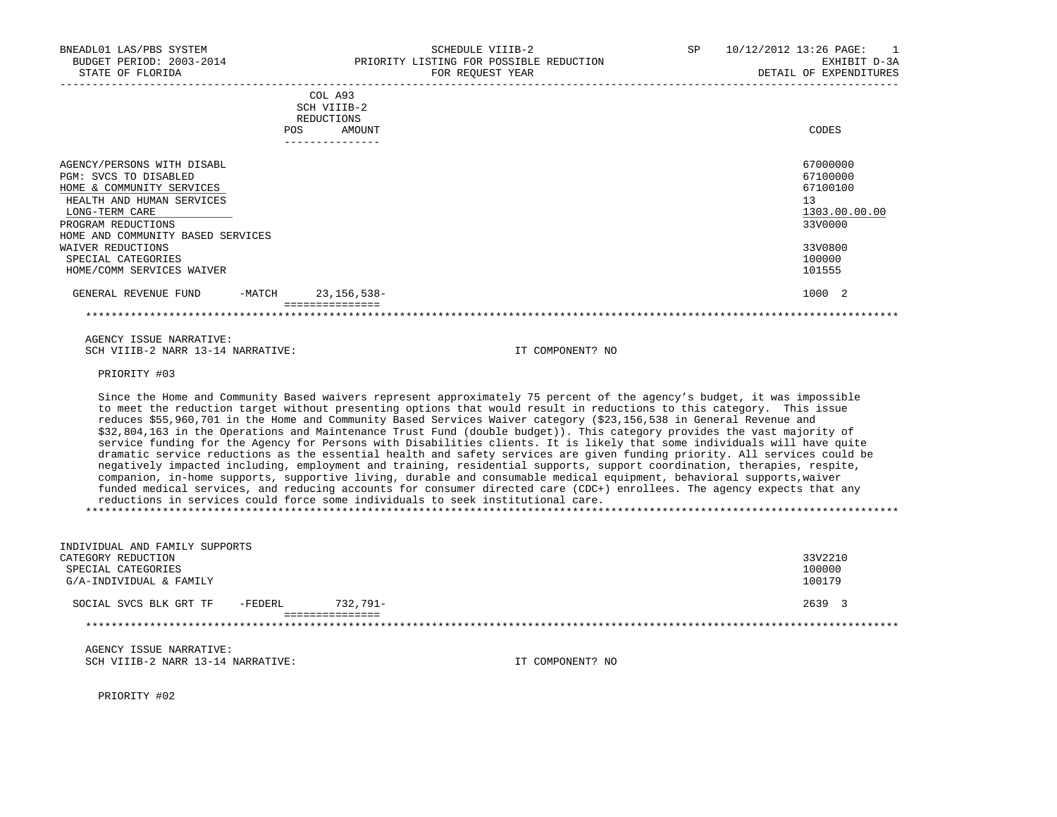BNEADL01 LAS/PBS SYSTEM — SCHEDULE VIIIB-2 — SP 10/12/2012 13:26
BUDGET PERIOD: 2003-2014 — PRIORITY LISTING FOR POSSIBLE REDUCTION — EXHIBIT D-3A
STATE OF FLORIDA — FOR REQUEST YEAR — DETAIL OF EXPENDITURES

| | COL A93 SCH VIIIB-2 REDUCTIONS POS | AMOUNT | CODES |
|---|---|---|---|
| AGENCY/PERSONS WITH DISABL | | | 67000000 |
| PGM: SVCS TO DISABLED | | | 67100000 |
| HOME & COMMUNITY SERVICES | | | 67100100 |
| HEALTH AND HUMAN SERVICES | | | 13 |
| LONG-TERM CARE | | | 1303.00.00.00 |
| PROGRAM REDUCTIONS | | | 33V0000 |
| HOME AND COMMUNITY BASED SERVICES WAIVER REDUCTIONS | | | 33V0800 |
| SPECIAL CATEGORIES | | | 100000 |
| HOME/COMM SERVICES WAIVER | | | 101555 |
| GENERAL REVENUE FUND -MATCH | | 23,156,538- | 1000 2 |

AGENCY ISSUE NARRATIVE:
SCH VIIIB-2 NARR 13-14 NARRATIVE: IT COMPONENT? NO

PRIORITY #03

Since the Home and Community Based waivers represent approximately 75 percent of the agency's budget, it was impossible to meet the reduction target without presenting options that would result in reductions to this category. This issue reduces $55,960,701 in the Home and Community Based Services Waiver category ($23,156,538 in General Revenue and $32,804,163 in the Operations and Maintenance Trust Fund (double budget)). This category provides the vast majority of service funding for the Agency for Persons with Disabilities clients. It is likely that some individuals will have quite dramatic service reductions as the essential health and safety services are given funding priority. All services could be negatively impacted including, employment and training, residential supports, support coordination, therapies, respite, companion, in-home supports, supportive living, durable and consumable medical equipment, behavioral supports,waiver funded medical services, and reducing accounts for consumer directed care (CDC+) enrollees. The agency expects that any reductions in services could force some individuals to seek institutional care.

| | POS | AMOUNT | CODES |
|---|---|---|---|
| INDIVIDUAL AND FAMILY SUPPORTS CATEGORY REDUCTION | | | 33V2210 |
| SPECIAL CATEGORIES | | | 100000 |
| G/A-INDIVIDUAL & FAMILY | | | 100179 |
| SOCIAL SVCS BLK GRT TF -FEDERL | | 732,791- | 2639 3 |

AGENCY ISSUE NARRATIVE:
SCH VIIIB-2 NARR 13-14 NARRATIVE: IT COMPONENT? NO

PRIORITY #02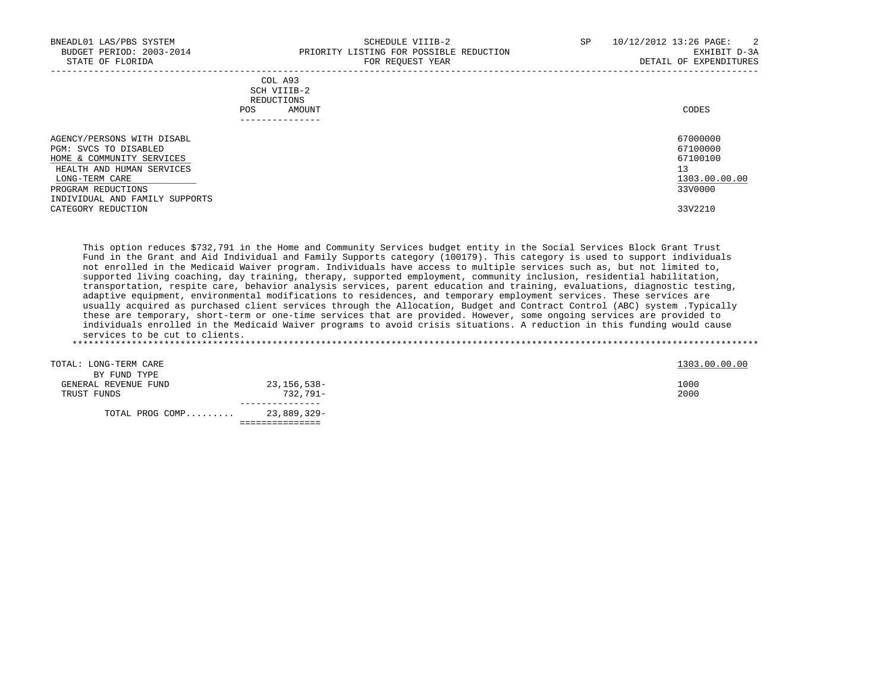BNEADL01 LAS/PBS SYSTEM — SCHEDULE VIIIB-2 — SP 10/12/2012 13:26

BUDGET PERIOD: 2003-2014 — PRIORITY LISTING FOR POSSIBLE REDUCTION — EXHIBIT D-3A

STATE OF FLORIDA — FOR REQUEST YEAR — DETAIL OF EXPENDITURES

| | COL A93 SCH VIIIB-2 REDUCTIONS POS AMOUNT | CODES |
|---|---|---|
| AGENCY/PERSONS WITH DISABL | | 67000000 |
| PGM: SVCS TO DISABLED | | 67100000 |
| HOME & COMMUNITY SERVICES | | 67100100 |
| HEALTH AND HUMAN SERVICES | | 13 |
| LONG-TERM CARE | | 1303.00.00.00 |
| PROGRAM REDUCTIONS | | 33V0000 |
| INDIVIDUAL AND FAMILY SUPPORTS CATEGORY REDUCTION | | 33V2210 |

This option reduces $732,791 in the Home and Community Services budget entity in the Social Services Block Grant Trust Fund in the Grant and Aid Individual and Family Supports category (100179). This category is used to support individuals not enrolled in the Medicaid Waiver program. Individuals have access to multiple services such as, but not limited to, supported living coaching, day training, therapy, supported employment, community inclusion, residential habilitation, transportation, respite care, behavior analysis services, parent education and training, evaluations, diagnostic testing, adaptive equipment, environmental modifications to residences, and temporary employment services. These services are usually acquired as purchased client services through the Allocation, Budget and Contract Control (ABC) system .Typically these are temporary, short-term or one-time services that are provided. However, some ongoing services are provided to individuals enrolled in the Medicaid Waiver programs to avoid crisis situations. A reduction in this funding would cause services to be cut to clients.

******************************************************************************************************************************

| TOTAL: LONG-TERM CARE | | 1303.00.00.00 |
|---|---|---|
| BY FUND TYPE | | |
| GENERAL REVENUE FUND | 23,156,538- | 1000 |
| TRUST FUNDS | 732,791- | 2000 |
| TOTAL PROG COMP......... | 23,889,329- | |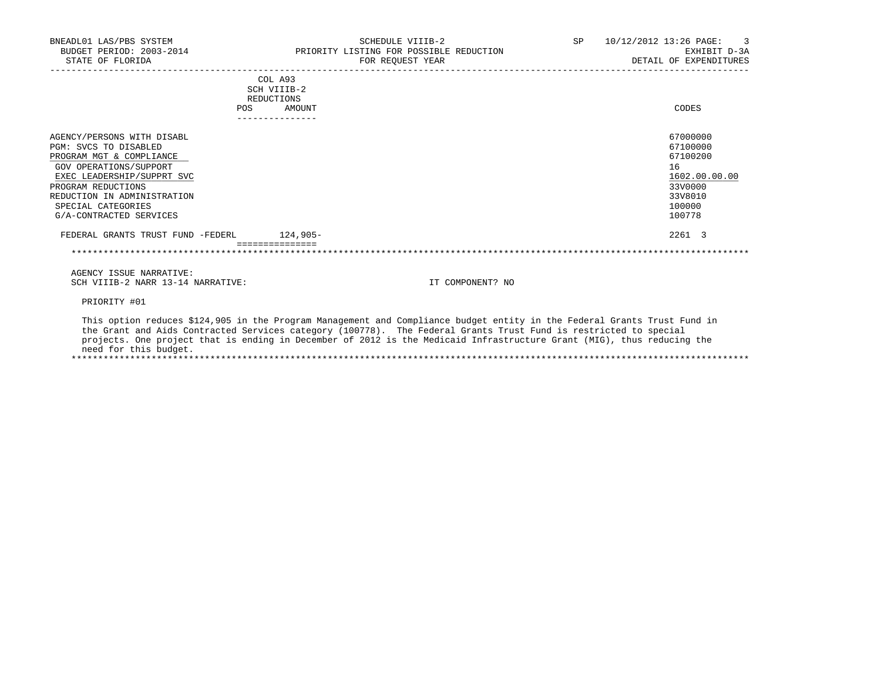BNEADL01 LAS/PBS SYSTEM
BUDGET PERIOD: 2003-2014
STATE OF FLORIDA

SCHEDULE VIIIB-2
PRIORITY LISTING FOR POSSIBLE REDUCTION
FOR REQUEST YEAR

SP 10/12/2012 13:26
EXHIBIT D-3A
DETAIL OF EXPENDITURES

| | COL A93 SCH VIIIB-2 REDUCTIONS POS | AMOUNT | CODES |
|---|---|---|---|
| AGENCY/PERSONS WITH DISABL | | | 67000000 |
| PGM: SVCS TO DISABLED | | | 67100000 |
| PROGRAM MGT & COMPLIANCE | | | 67100200 |
| GOV OPERATIONS/SUPPORT | | | 16 |
| EXEC LEADERSHIP/SUPPRT SVC | | | 1602.00.00.00 |
| PROGRAM REDUCTIONS | | | 33V0000 |
| REDUCTION IN ADMINISTRATION | | | 33V8010 |
| SPECIAL CATEGORIES | | | 100000 |
| G/A-CONTRACTED SERVICES | | | 100778 |
| FEDERAL GRANTS TRUST FUND -FEDERL | | 124,905- | 2261 3 |

AGENCY ISSUE NARRATIVE:
SCH VIIIB-2 NARR 13-14 NARRATIVE: IT COMPONENT? NO

PRIORITY #01

This option reduces $124,905 in the Program Management and Compliance budget entity in the Federal Grants Trust Fund in the Grant and Aids Contracted Services category (100778). The Federal Grants Trust Fund is restricted to special projects. One project that is ending in December of 2012 is the Medicaid Infrastructure Grant (MIG), thus reducing the need for this budget.